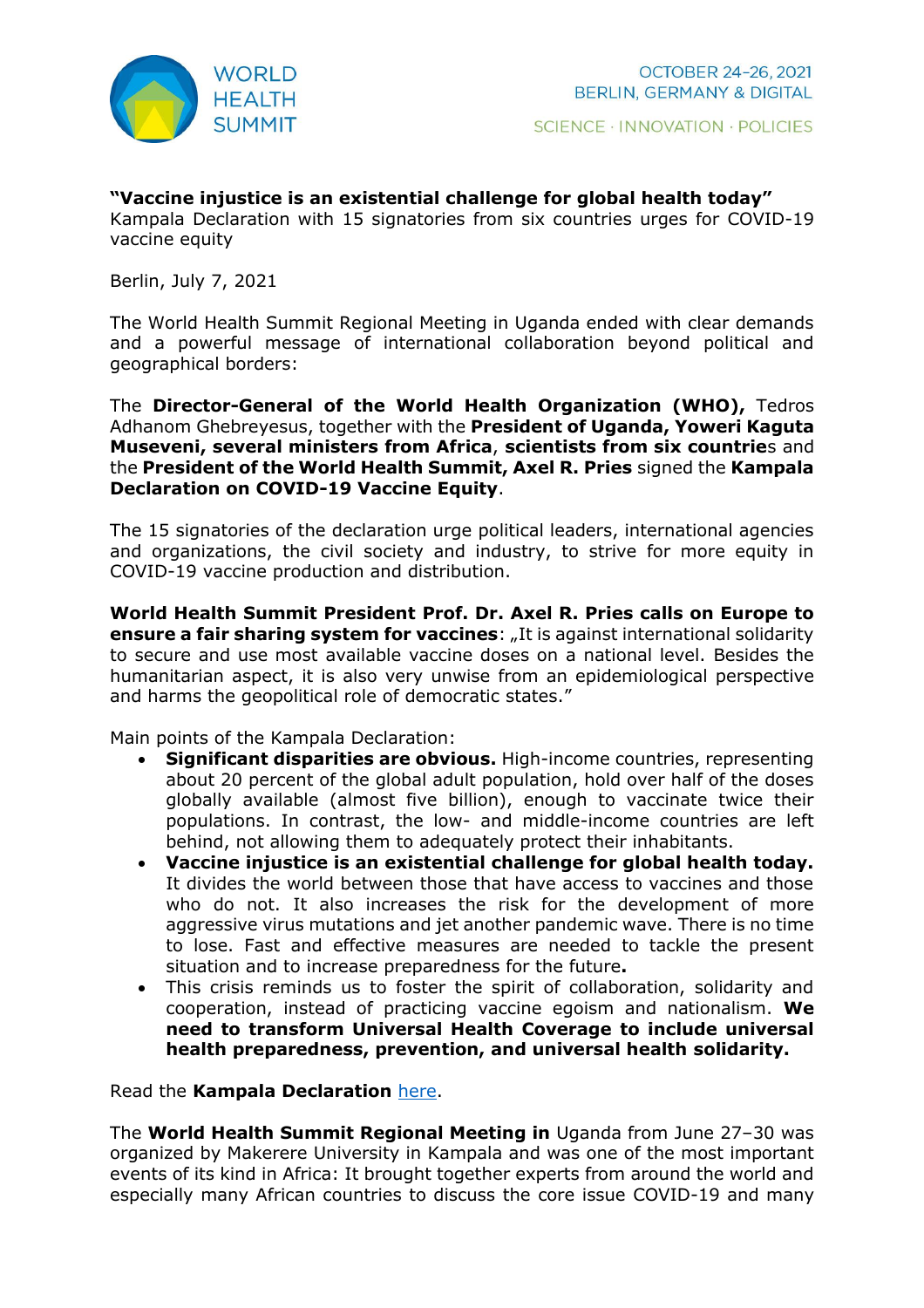WORLD HEALTH SUMMIT

OCTOBER 24-26, 2021
BERLIN, GERMANY & DIGITAL

SCIENCE · INNOVATION · POLICIES

**"Vaccine injustice is an existential challenge for global health today"**
Kampala Declaration with 15 signatories from six countries urges for COVID-19 vaccine equity

Berlin, July 7, 2021

The World Health Summit Regional Meeting in Uganda ended with clear demands and a powerful message of international collaboration beyond political and geographical borders:

The **Director-General of the World Health Organization (WHO),** Tedros Adhanom Ghebreyesus, together with the **President of Uganda, Yoweri Kaguta Museveni, several ministers from Africa**, **scientists from six countrie**s and the **President of the World Health Summit, Axel R. Pries** signed the **Kampala Declaration on COVID-19 Vaccine Equity**.

The 15 signatories of the declaration urge political leaders, international agencies and organizations, the civil society and industry, to strive for more equity in COVID-19 vaccine production and distribution.

**World Health Summit President Prof. Dr. Axel R. Pries calls on Europe to ensure a fair sharing system for vaccines**: „It is against international solidarity to secure and use most available vaccine doses on a national level. Besides the humanitarian aspect, it is also very unwise from an epidemiological perspective and harms the geopolitical role of democratic states."

Main points of the Kampala Declaration:

- **Significant disparities are obvious.** High-income countries, representing about 20 percent of the global adult population, hold over half of the doses globally available (almost five billion), enough to vaccinate twice their populations. In contrast, the low- and middle-income countries are left behind, not allowing them to adequately protect their inhabitants.
- **Vaccine injustice is an existential challenge for global health today.** It divides the world between those that have access to vaccines and those who do not. It also increases the risk for the development of more aggressive virus mutations and jet another pandemic wave. There is no time to lose. Fast and effective measures are needed to tackle the present situation and to increase preparedness for the future**.**
- This crisis reminds us to foster the spirit of collaboration, solidarity and cooperation, instead of practicing vaccine egoism and nationalism. **We need to transform Universal Health Coverage to include universal health preparedness, prevention, and universal health solidarity.**

Read the **Kampala Declaration** [here](#).

The **World Health Summit Regional Meeting in** Uganda from June 27–30 was organized by Makerere University in Kampala and was one of the most important events of its kind in Africa: It brought together experts from around the world and especially many African countries to discuss the core issue COVID-19 and many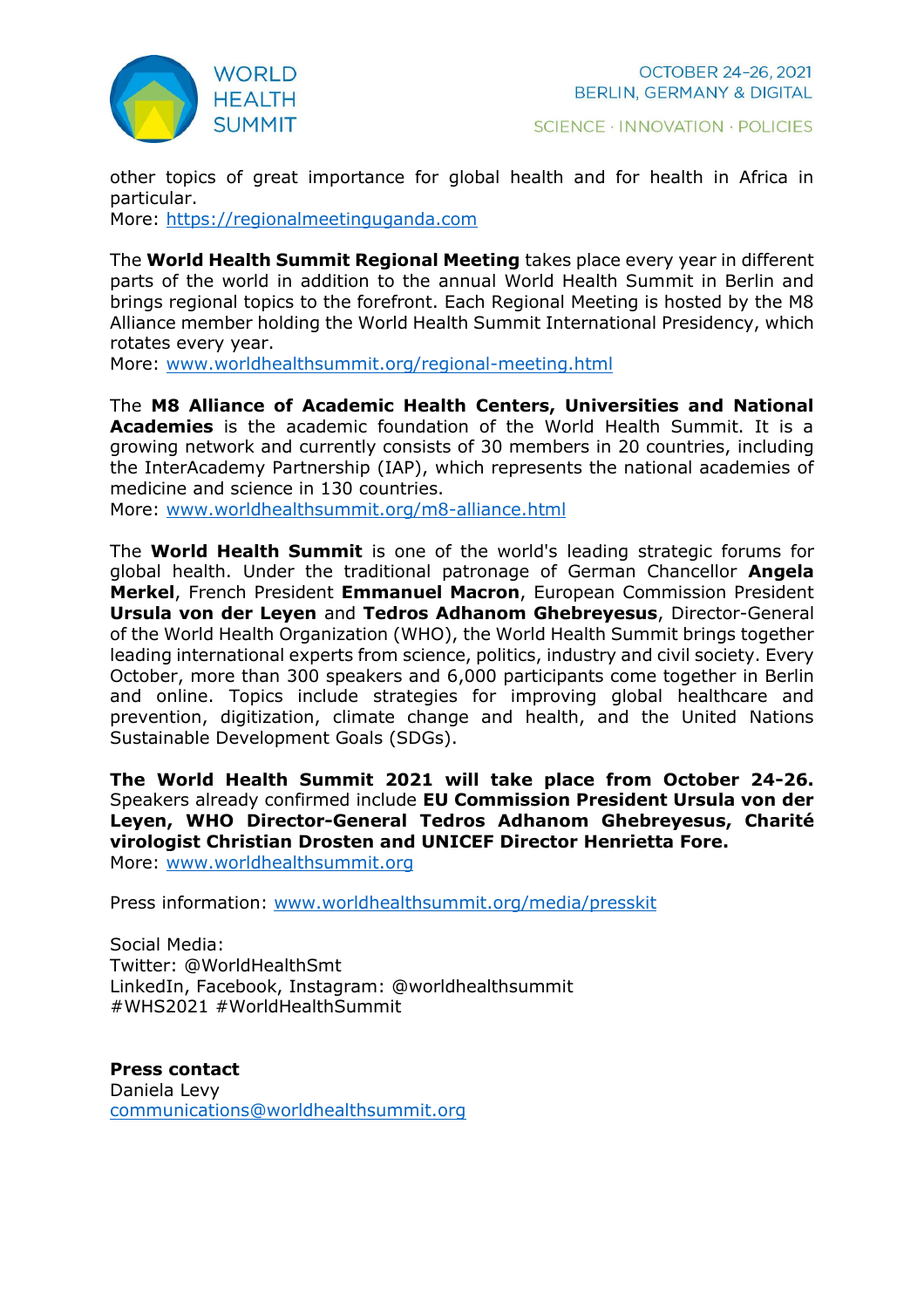other topics of great importance for global health and for health in Africa in particular.
More: https://regionalmeetinguganda.com

The **World Health Summit Regional Meeting** takes place every year in different parts of the world in addition to the annual World Health Summit in Berlin and brings regional topics to the forefront. Each Regional Meeting is hosted by the M8 Alliance member holding the World Health Summit International Presidency, which rotates every year.
More: www.worldhealthsummit.org/regional-meeting.html

The **M8 Alliance of Academic Health Centers, Universities and National Academies** is the academic foundation of the World Health Summit. It is a growing network and currently consists of 30 members in 20 countries, including the InterAcademy Partnership (IAP), which represents the national academies of medicine and science in 130 countries.
More: www.worldhealthsummit.org/m8-alliance.html

The **World Health Summit** is one of the world's leading strategic forums for global health. Under the traditional patronage of German Chancellor **Angela Merkel**, French President **Emmanuel Macron**, European Commission President **Ursula von der Leyen** and **Tedros Adhanom Ghebreyesus**, Director-General of the World Health Organization (WHO), the World Health Summit brings together leading international experts from science, politics, industry and civil society. Every October, more than 300 speakers and 6,000 participants come together in Berlin and online. Topics include strategies for improving global healthcare and prevention, digitization, climate change and health, and the United Nations Sustainable Development Goals (SDGs).

**The World Health Summit 2021 will take place from October 24-26.** Speakers already confirmed include **EU Commission President Ursula von der Leyen, WHO Director-General Tedros Adhanom Ghebreyesus, Charité virologist Christian Drosten and UNICEF Director Henrietta Fore.**
More: www.worldhealthsummit.org

Press information: www.worldhealthsummit.org/media/presskit

Social Media:
Twitter: @WorldHealthSmt
LinkedIn, Facebook, Instagram: @worldhealthsummit
#WHS2021 #WorldHealthSummit

**Press contact**
Daniela Levy
communications@worldhealthsummit.org